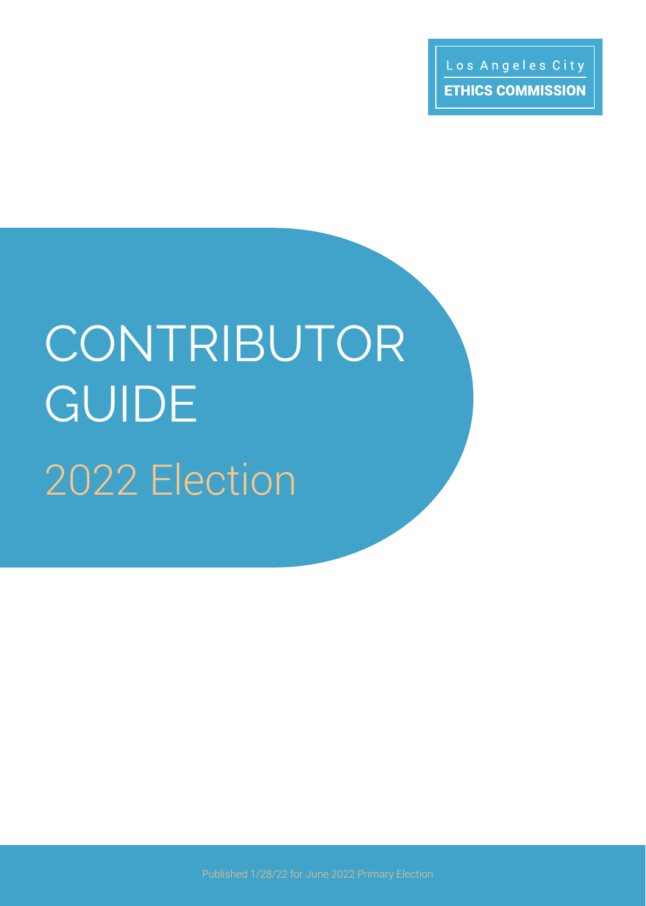Los Angeles City

ETHICS COMMISSION

# CONTRIBUTOR GUIDE

## 2022 Election

Published 1/28/22 for June 2022 Primary Election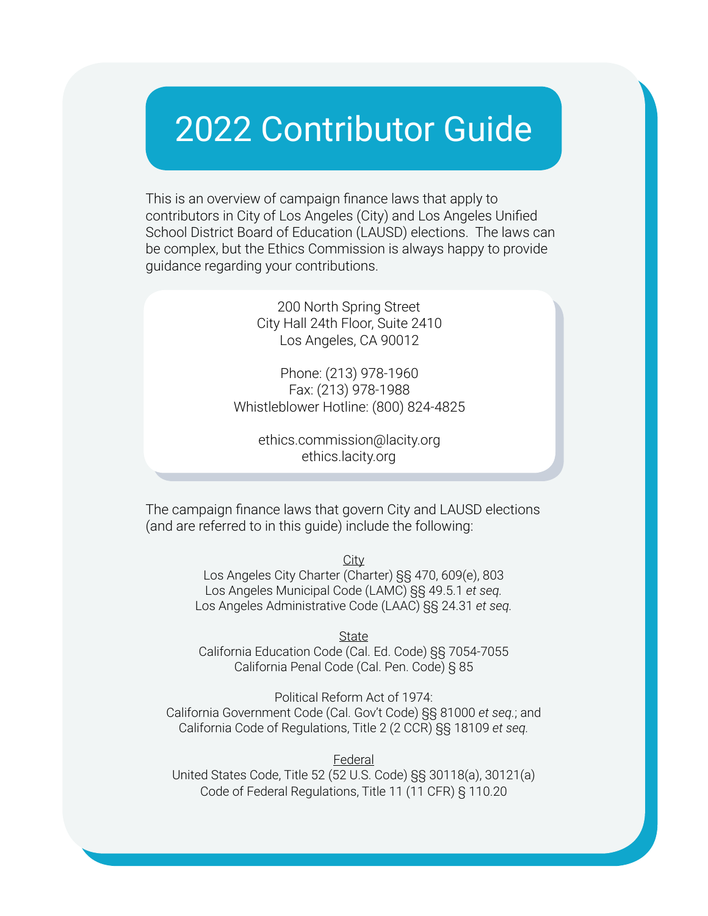# 2022 Contributor Guide

This is an overview of campaign finance laws that apply to contributors in City of Los Angeles (City) and Los Angeles Unified School District Board of Education (LAUSD) elections. The laws can be complex, but the Ethics Commission is always happy to provide guidance regarding your contributions.

200 North Spring Street
City Hall 24th Floor, Suite 2410
Los Angeles, CA 90012

Phone: (213) 978-1960
Fax: (213) 978-1988
Whistleblower Hotline: (800) 824-4825

ethics.commission@lacity.org
ethics.lacity.org

The campaign finance laws that govern City and LAUSD elections (and are referred to in this guide) include the following:

City

Los Angeles City Charter (Charter) §§ 470, 609(e), 803
Los Angeles Municipal Code (LAMC) §§ 49.5.1 *et seq.*
Los Angeles Administrative Code (LAAC) §§ 24.31 *et seq.*

State

California Education Code (Cal. Ed. Code) §§ 7054-7055
California Penal Code (Cal. Pen. Code) § 85

Political Reform Act of 1974:
California Government Code (Cal. Gov't Code) §§ 81000 *et seq.*; and
California Code of Regulations, Title 2 (2 CCR) §§ 18109 *et seq.*

Federal

United States Code, Title 52 (52 U.S. Code) §§ 30118(a), 30121(a)
Code of Federal Regulations, Title 11 (11 CFR) § 110.20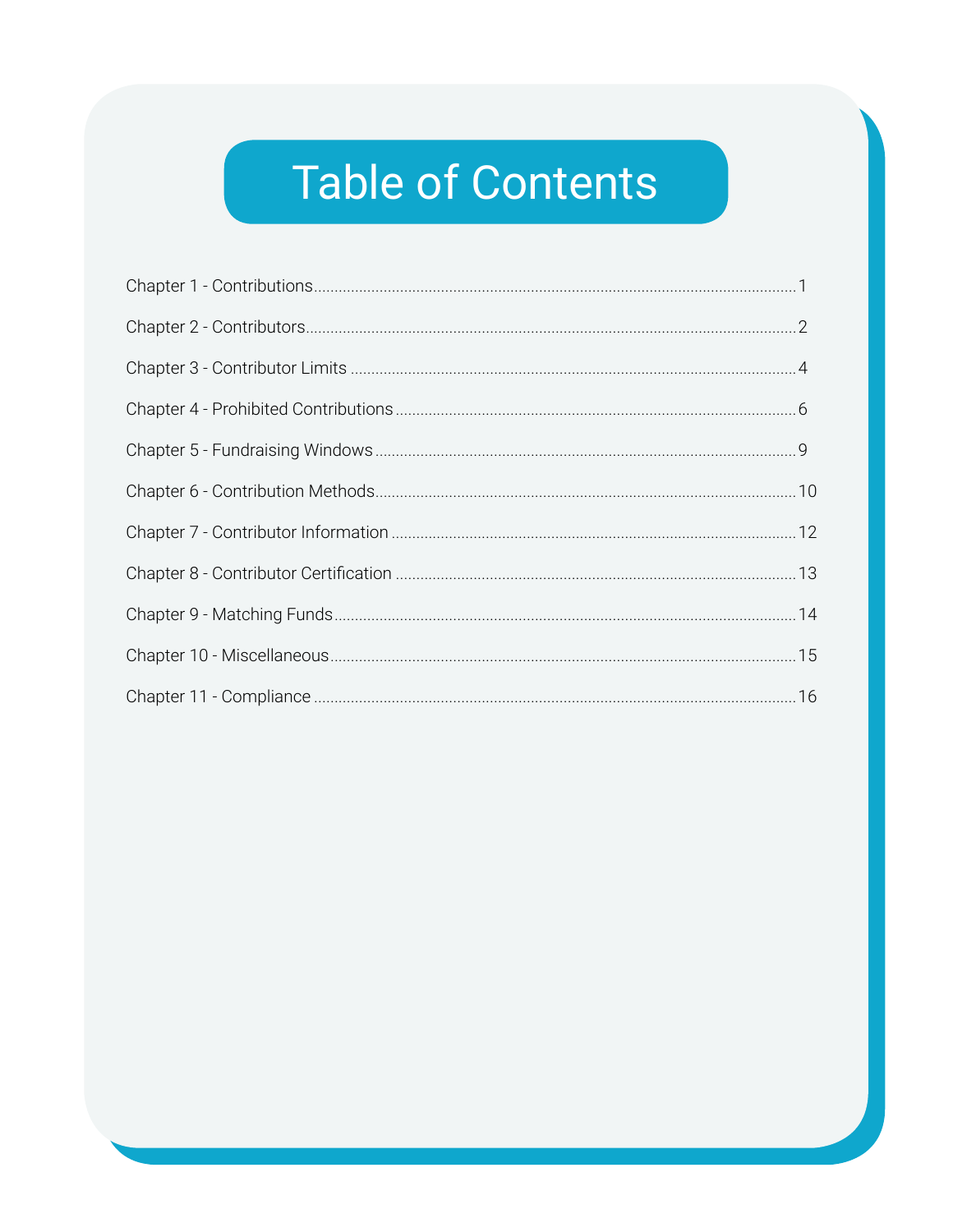# Table of Contents

Chapter 1 - Contributions ........................................ 1

Chapter 2 - Contributors ........................................ 2

Chapter 3 - Contributor Limits ........................................ 4

Chapter 4 - Prohibited Contributions ........................................ 6

Chapter 5 - Fundraising Windows ........................................ 9

Chapter 6 - Contribution Methods ........................................ 10

Chapter 7 - Contributor Information ........................................ 12

Chapter 8 - Contributor Certification ........................................ 13

Chapter 9 - Matching Funds ........................................ 14

Chapter 10 - Miscellaneous ........................................ 15

Chapter 11 - Compliance ........................................ 16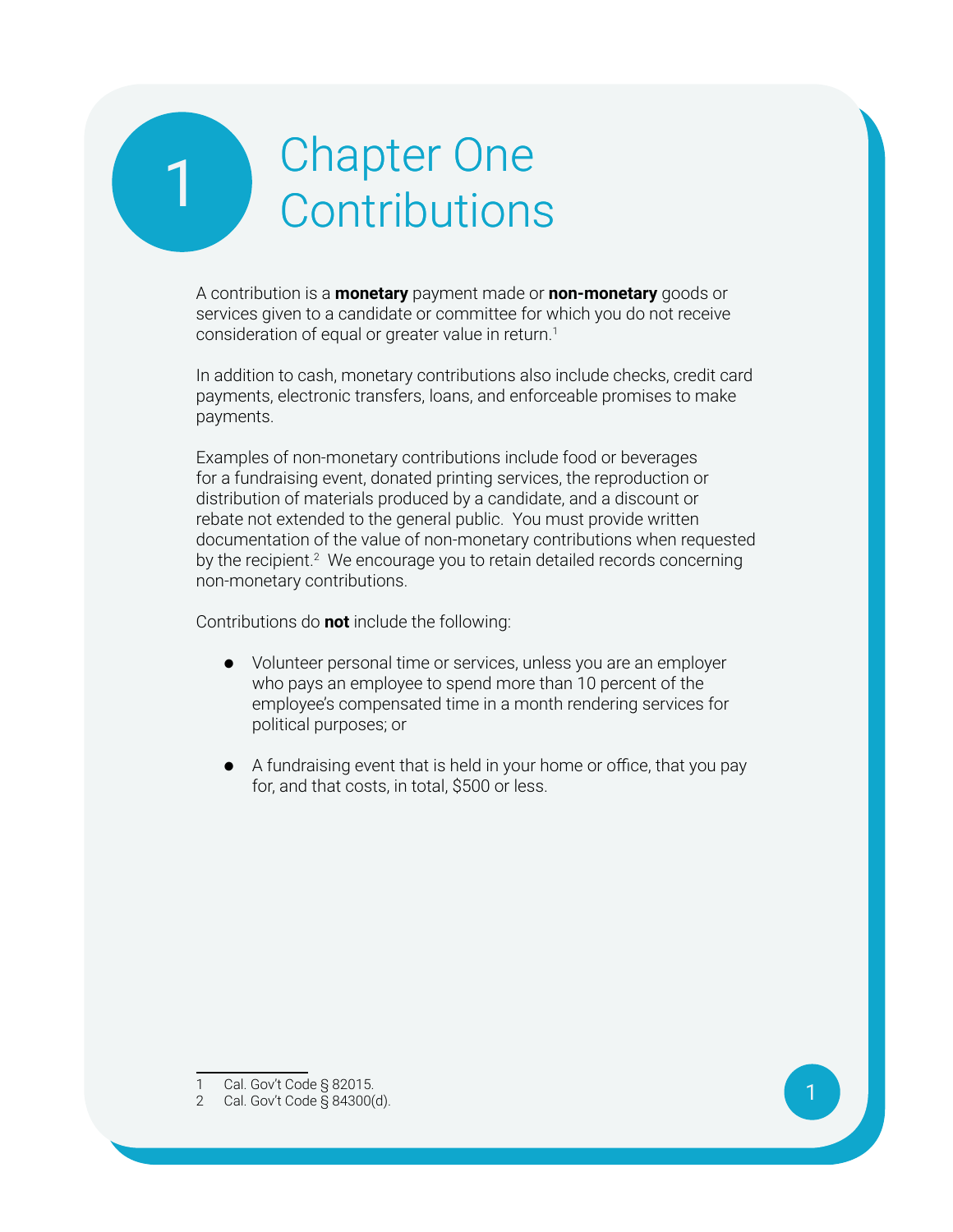# Chapter One Contributions

A contribution is a **monetary** payment made or **non-monetary** goods or services given to a candidate or committee for which you do not receive consideration of equal or greater value in return.[1]

In addition to cash, monetary contributions also include checks, credit card payments, electronic transfers, loans, and enforceable promises to make payments.

Examples of non-monetary contributions include food or beverages for a fundraising event, donated printing services, the reproduction or distribution of materials produced by a candidate, and a discount or rebate not extended to the general public. You must provide written documentation of the value of non-monetary contributions when requested by the recipient.[2] We encourage you to retain detailed records concerning non-monetary contributions.

Contributions do **not** include the following:

- Volunteer personal time or services, unless you are an employer who pays an employee to spend more than 10 percent of the employee's compensated time in a month rendering services for political purposes; or
- A fundraising event that is held in your home or office, that you pay for, and that costs, in total, $500 or less.

---

1 Cal. Gov't Code § 82015.
2 Cal. Gov't Code § 84300(d).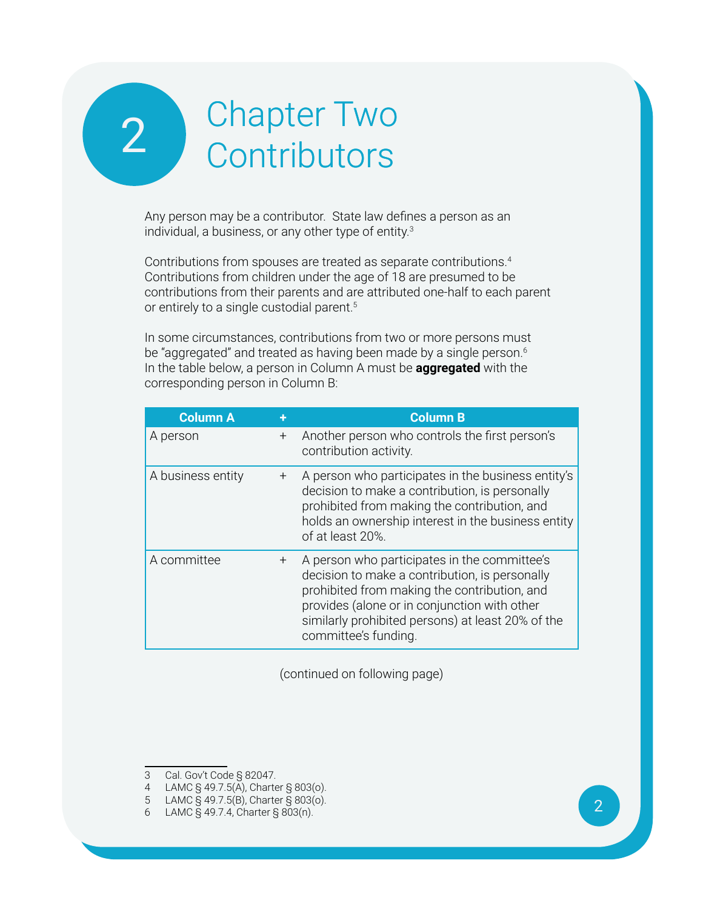# Chapter Two Contributors

Any person may be a contributor. State law defines a person as an individual, a business, or any other type of entity.[3]

Contributions from spouses are treated as separate contributions.[4] Contributions from children under the age of 18 are presumed to be contributions from their parents and are attributed one-half to each parent or entirely to a single custodial parent.[5]

In some circumstances, contributions from two or more persons must be "aggregated" and treated as having been made by a single person.[6] In the table below, a person in Column A must be **aggregated** with the corresponding person in Column B:

| Column A | + | Column B |
|---|---|---|
| A person | + | Another person who controls the first person's contribution activity. |
| A business entity | + | A person who participates in the business entity's decision to make a contribution, is personally prohibited from making the contribution, and holds an ownership interest in the business entity of at least 20%. |
| A committee | + | A person who participates in the committee's decision to make a contribution, is personally prohibited from making the contribution, and provides (alone or in conjunction with other similarly prohibited persons) at least 20% of the committee's funding. |

(continued on following page)

3 Cal. Gov't Code § 82047.
4 LAMC § 49.7.5(A), Charter § 803(o).
5 LAMC § 49.7.5(B), Charter § 803(o).
6 LAMC § 49.7.4, Charter § 803(n).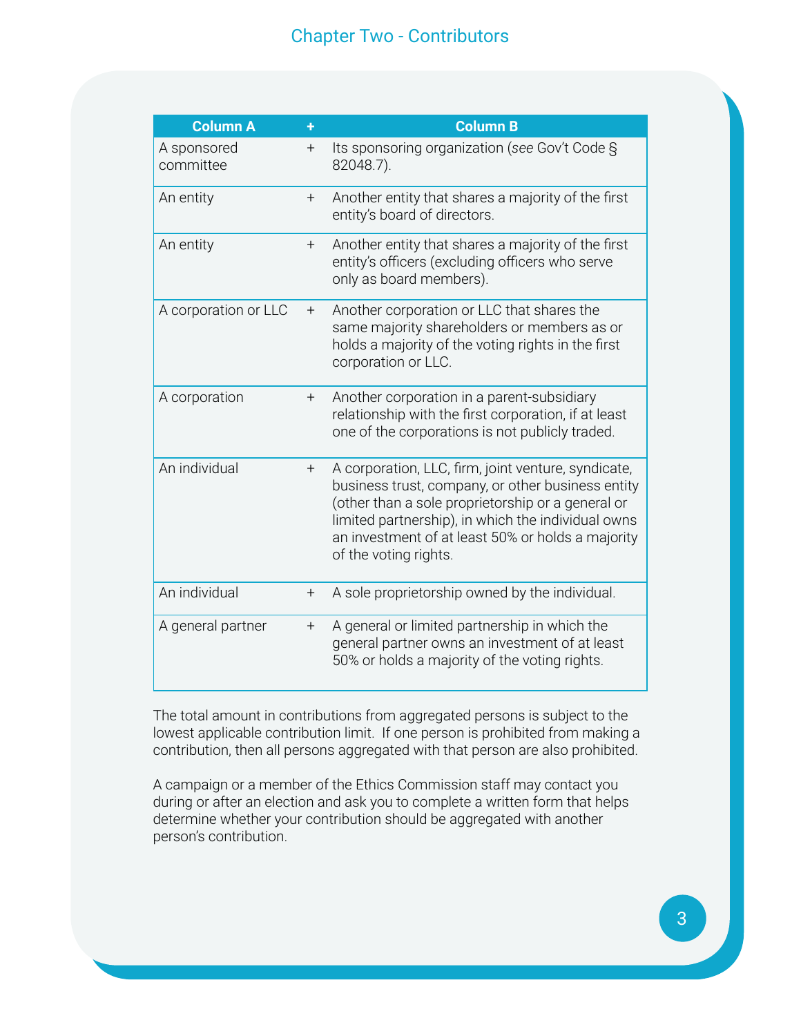| Column A | + | Column B |
|---|---|---|
| A sponsored committee | + | Its sponsoring organization (*see* Gov't Code § 82048.7). |
| An entity | + | Another entity that shares a majority of the first entity's board of directors. |
| An entity | + | Another entity that shares a majority of the first entity's officers (excluding officers who serve only as board members). |
| A corporation or LLC | + | Another corporation or LLC that shares the same majority shareholders or members as or holds a majority of the voting rights in the first corporation or LLC. |
| A corporation | + | Another corporation in a parent-subsidiary relationship with the first corporation, if at least one of the corporations is not publicly traded. |
| An individual | + | A corporation, LLC, firm, joint venture, syndicate, business trust, company, or other business entity (other than a sole proprietorship or a general or limited partnership), in which the individual owns an investment of at least 50% or holds a majority of the voting rights. |
| An individual | + | A sole proprietorship owned by the individual. |
| A general partner | + | A general or limited partnership in which the general partner owns an investment of at least 50% or holds a majority of the voting rights. |

The total amount in contributions from aggregated persons is subject to the lowest applicable contribution limit. If one person is prohibited from making a contribution, then all persons aggregated with that person are also prohibited.

A campaign or a member of the Ethics Commission staff may contact you during or after an election and ask you to complete a written form that helps determine whether your contribution should be aggregated with another person's contribution.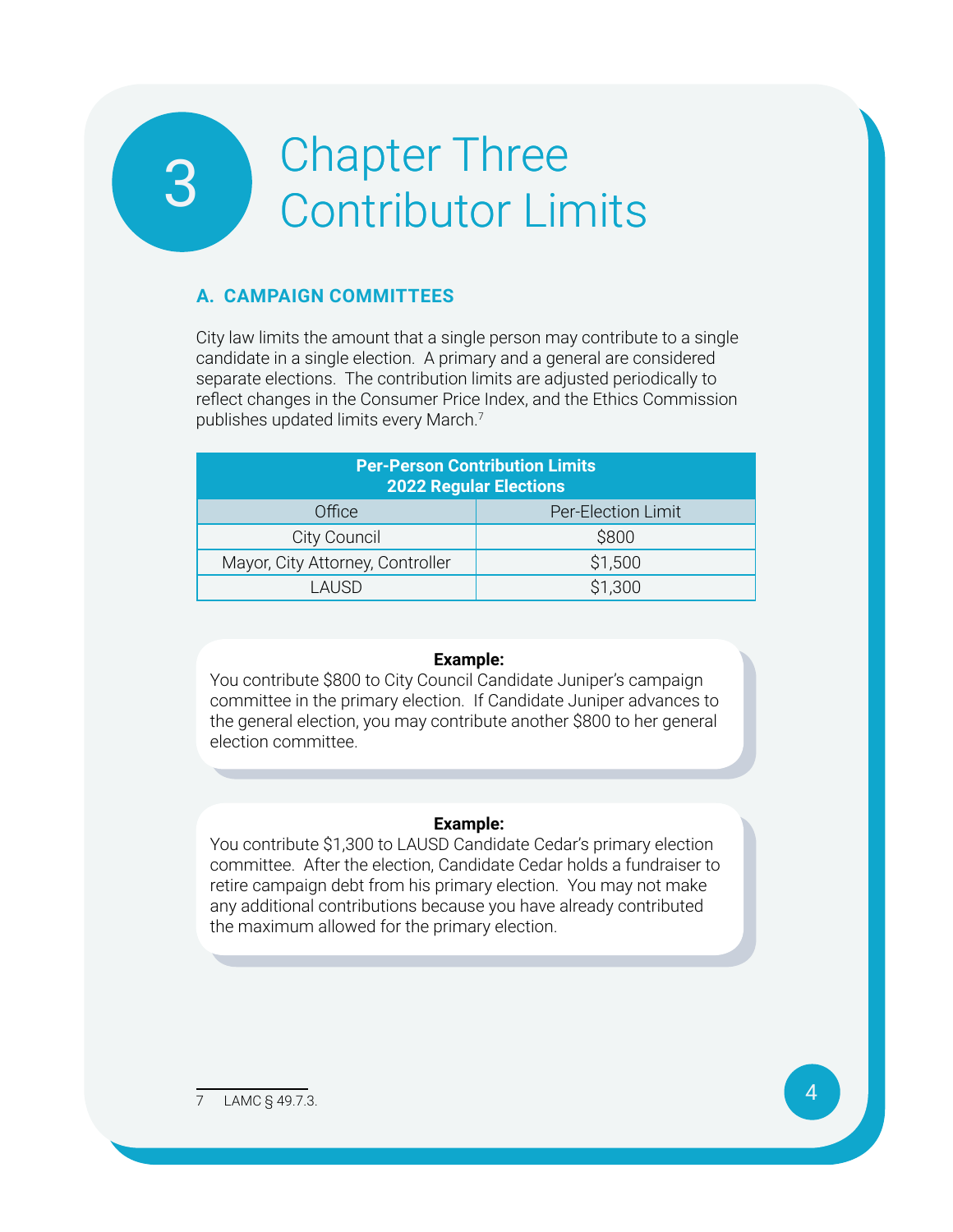# 3 Chapter Three Contributor Limits

## A. CAMPAIGN COMMITTEES

City law limits the amount that a single person may contribute to a single candidate in a single election. A primary and a general are considered separate elections. The contribution limits are adjusted periodically to reflect changes in the Consumer Price Index, and the Ethics Commission publishes updated limits every March.[7]

| Per-Person Contribution Limits 2022 Regular Elections | |
|---|---|
| Office | Per-Election Limit |
| City Council | $800 |
| Mayor, City Attorney, Controller | $1,500 |
| LAUSD | $1,300 |

**Example:**
You contribute $800 to City Council Candidate Juniper's campaign committee in the primary election. If Candidate Juniper advances to the general election, you may contribute another $800 to her general election committee.

**Example:**
You contribute $1,300 to LAUSD Candidate Cedar's primary election committee. After the election, Candidate Cedar holds a fundraiser to retire campaign debt from his primary election. You may not make any additional contributions because you have already contributed the maximum allowed for the primary election.

7 LAMC § 49.7.3.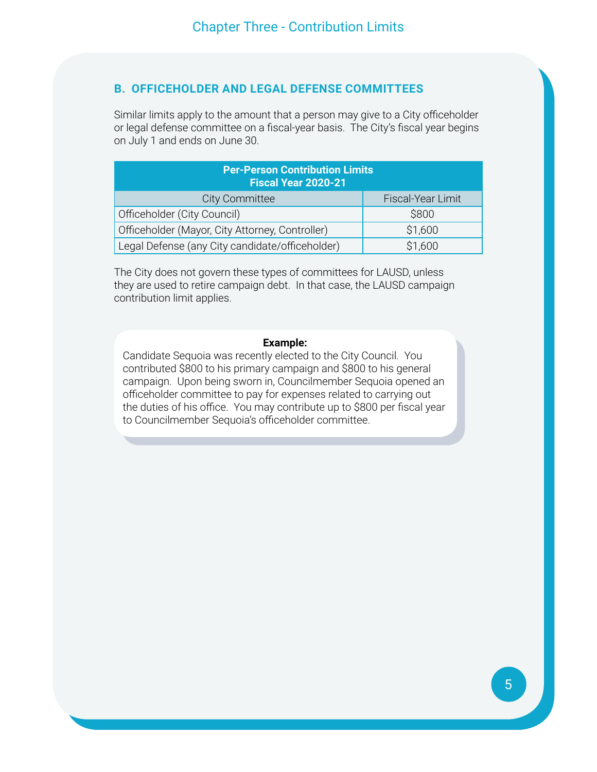## B. OFFICEHOLDER AND LEGAL DEFENSE COMMITTEES

Similar limits apply to the amount that a person may give to a City officeholder or legal defense committee on a fiscal-year basis. The City's fiscal year begins on July 1 and ends on June 30.

| **Per-Person Contribution Limits Fiscal Year 2020-21** | |
|---|---|
| City Committee | Fiscal-Year Limit |
| Officeholder (City Council) | $800 |
| Officeholder (Mayor, City Attorney, Controller) | $1,600 |
| Legal Defense (any City candidate/officeholder) | $1,600 |

The City does not govern these types of committees for LAUSD, unless they are used to retire campaign debt. In that case, the LAUSD campaign contribution limit applies.

**Example:**
Candidate Sequoia was recently elected to the City Council. You contributed $800 to his primary campaign and $800 to his general campaign. Upon being sworn in, Councilmember Sequoia opened an officeholder committee to pay for expenses related to carrying out the duties of his office. You may contribute up to $800 per fiscal year to Councilmember Sequoia's officeholder committee.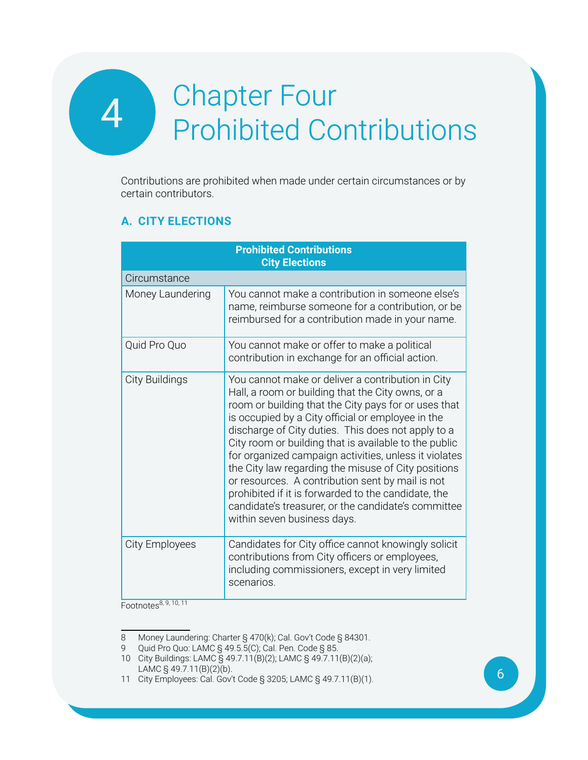# Chapter Four Prohibited Contributions

Contributions are prohibited when made under certain circumstances or by certain contributors.

## A. CITY ELECTIONS

| Prohibited Contributions City Elections | |
|---|---|
| Circumstance | |
| Money Laundering | You cannot make a contribution in someone else's name, reimburse someone for a contribution, or be reimbursed for a contribution made in your name. |
| Quid Pro Quo | You cannot make or offer to make a political contribution in exchange for an official action. |
| City Buildings | You cannot make or deliver a contribution in City Hall, a room or building that the City owns, or a room or building that the City pays for or uses that is occupied by a City official or employee in the discharge of City duties. This does not apply to a City room or building that is available to the public for organized campaign activities, unless it violates the City law regarding the misuse of City positions or resources. A contribution sent by mail is not prohibited if it is forwarded to the candidate, the candidate's treasurer, or the candidate's committee within seven business days. |
| City Employees | Candidates for City office cannot knowingly solicit contributions from City officers or employees, including commissioners, except in very limited scenarios. |

Footnotes[8, 9, 10, 11]

8 Money Laundering: Charter § 470(k); Cal. Gov't Code § 84301.
9 Quid Pro Quo: LAMC § 49.5.5(C); Cal. Pen. Code § 85.
10 City Buildings: LAMC § 49.7.11(B)(2); LAMC § 49.7.11(B)(2)(a); LAMC § 49.7.11(B)(2)(b).
11 City Employees: Cal. Gov't Code § 3205; LAMC § 49.7.11(B)(1).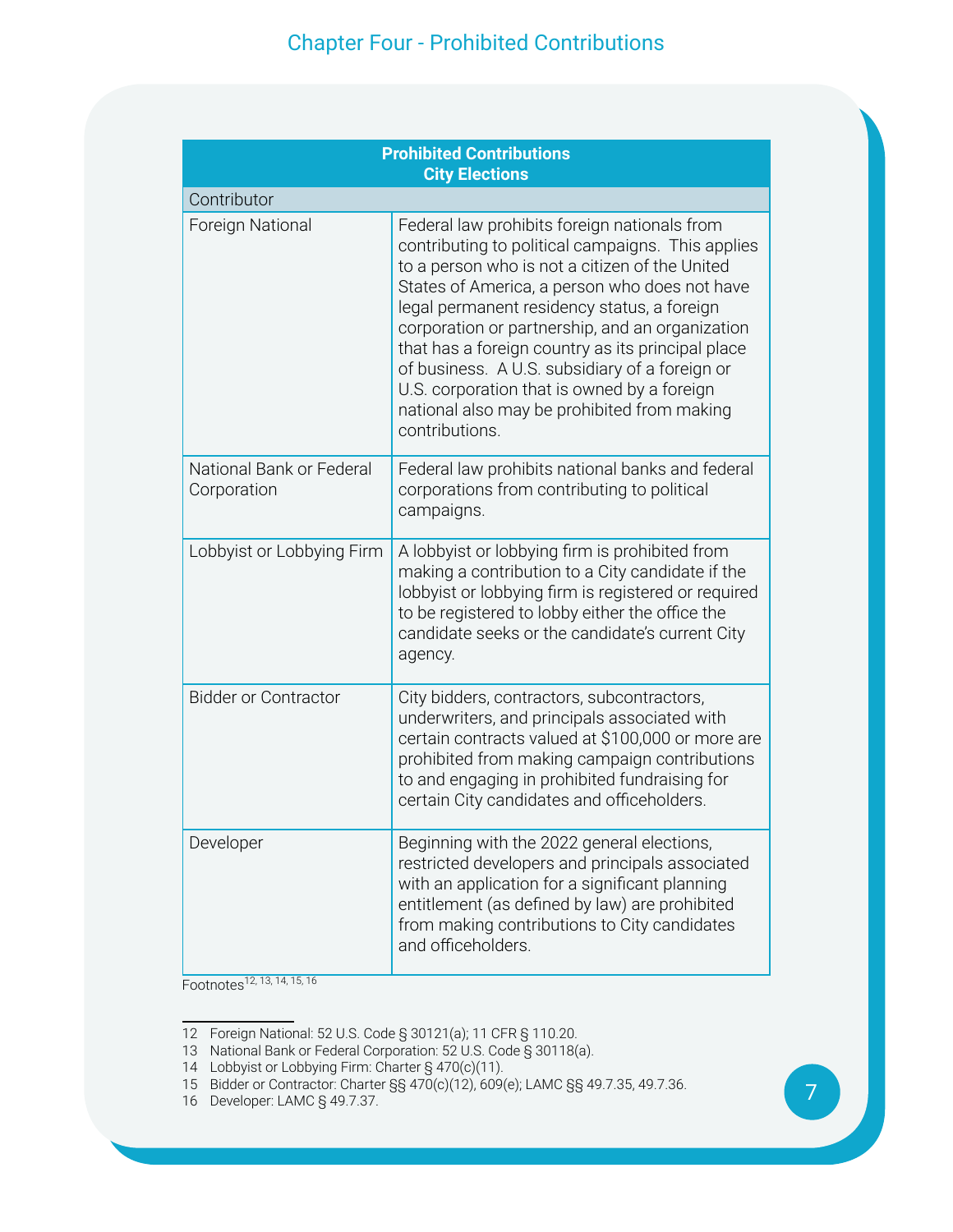## Chapter Four - Prohibited Contributions

| **Prohibited Contributions City Elections** | |
|---|---|
| Contributor | |
| Foreign National | Federal law prohibits foreign nationals from contributing to political campaigns. This applies to a person who is not a citizen of the United States of America, a person who does not have legal permanent residency status, a foreign corporation or partnership, and an organization that has a foreign country as its principal place of business. A U.S. subsidiary of a foreign or U.S. corporation that is owned by a foreign national also may be prohibited from making contributions. |
| National Bank or Federal Corporation | Federal law prohibits national banks and federal corporations from contributing to political campaigns. |
| Lobbyist or Lobbying Firm | A lobbyist or lobbying firm is prohibited from making a contribution to a City candidate if the lobbyist or lobbying firm is registered or required to be registered to lobby either the office the candidate seeks or the candidate's current City agency. |
| Bidder or Contractor | City bidders, contractors, subcontractors, underwriters, and principals associated with certain contracts valued at $100,000 or more are prohibited from making campaign contributions to and engaging in prohibited fundraising for certain City candidates and officeholders. |
| Developer | Beginning with the 2022 general elections, restricted developers and principals associated with an application for a significant planning entitlement (as defined by law) are prohibited from making contributions to City candidates and officeholders. |

Footnotes[12, 13, 14, 15, 16]

12 Foreign National: 52 U.S. Code § 30121(a); 11 CFR § 110.20.
13 National Bank or Federal Corporation: 52 U.S. Code § 30118(a).
14 Lobbyist or Lobbying Firm: Charter § 470(c)(11).
15 Bidder or Contractor: Charter §§ 470(c)(12), 609(e); LAMC §§ 49.7.35, 49.7.36.
16 Developer: LAMC § 49.7.37.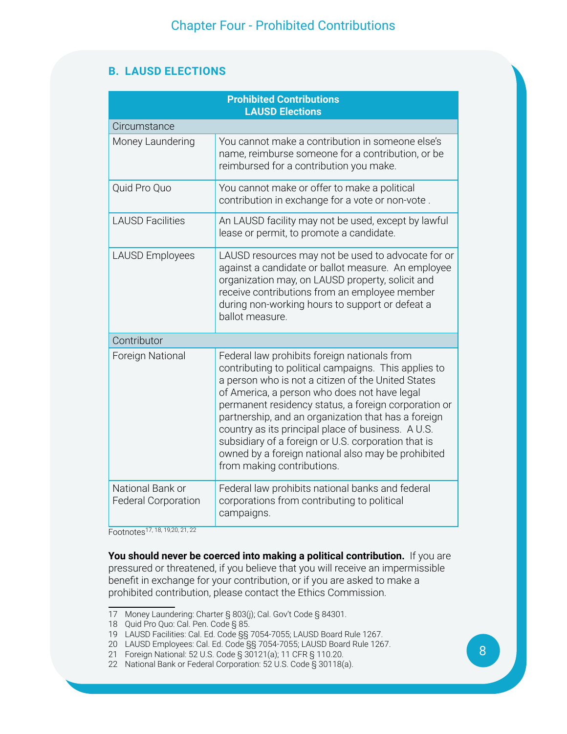## B. LAUSD ELECTIONS

| Prohibited Contributions LAUSD Elections | |
|---|---|
| Circumstance | |
| Money Laundering | You cannot make a contribution in someone else's name, reimburse someone for a contribution, or be reimbursed for a contribution you make. |
| Quid Pro Quo | You cannot make or offer to make a political contribution in exchange for a vote or non-vote . |
| LAUSD Facilities | An LAUSD facility may not be used, except by lawful lease or permit, to promote a candidate. |
| LAUSD Employees | LAUSD resources may not be used to advocate for or against a candidate or ballot measure. An employee organization may, on LAUSD property, solicit and receive contributions from an employee member during non-working hours to support or defeat a ballot measure. |
| Contributor | |
| Foreign National | Federal law prohibits foreign nationals from contributing to political campaigns. This applies to a person who is not a citizen of the United States of America, a person who does not have legal permanent residency status, a foreign corporation or partnership, and an organization that has a foreign country as its principal place of business. A U.S. subsidiary of a foreign or U.S. corporation that is owned by a foreign national also may be prohibited from making contributions. |
| National Bank or Federal Corporation | Federal law prohibits national banks and federal corporations from contributing to political campaigns. |

Footnotes[17, 18, 19,20, 21, 22]

**You should never be coerced into making a political contribution.** If you are pressured or threatened, if you believe that you will receive an impermissible benefit in exchange for your contribution, or if you are asked to make a prohibited contribution, please contact the Ethics Commission.

---

17 Money Laundering: Charter § 803(j); Cal. Gov't Code § 84301.
18 Quid Pro Quo: Cal. Pen. Code § 85.
19 LAUSD Facilities: Cal. Ed. Code §§ 7054-7055; LAUSD Board Rule 1267.
20 LAUSD Employees: Cal. Ed. Code §§ 7054-7055; LAUSD Board Rule 1267.
21 Foreign National: 52 U.S. Code § 30121(a); 11 CFR § 110.20.
22 National Bank or Federal Corporation: 52 U.S. Code § 30118(a).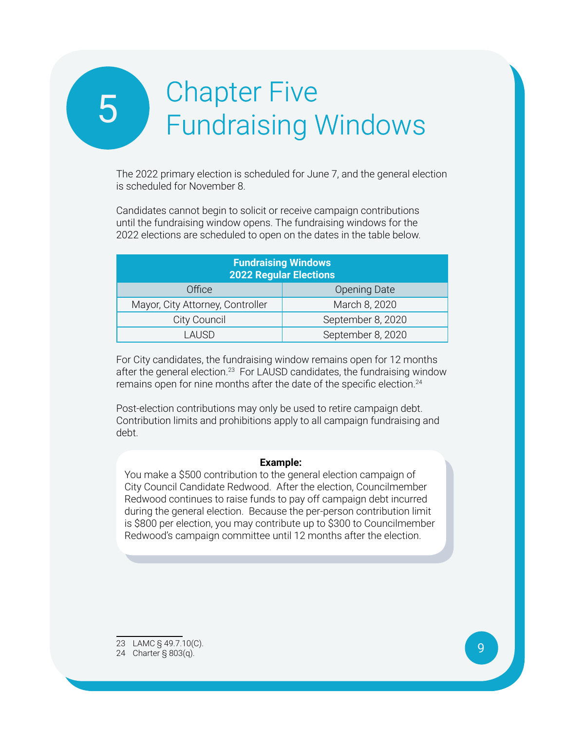# 5 Chapter Five Fundraising Windows

The 2022 primary election is scheduled for June 7, and the general election is scheduled for November 8.

Candidates cannot begin to solicit or receive campaign contributions until the fundraising window opens. The fundraising windows for the 2022 elections are scheduled to open on the dates in the table below.

| **Fundraising Windows 2022 Regular Elections** | |
|---|---|
| Office | Opening Date |
| Mayor, City Attorney, Controller | March 8, 2020 |
| City Council | September 8, 2020 |
| LAUSD | September 8, 2020 |

For City candidates, the fundraising window remains open for 12 months after the general election.[23] For LAUSD candidates, the fundraising window remains open for nine months after the date of the specific election.[24]

Post-election contributions may only be used to retire campaign debt. Contribution limits and prohibitions apply to all campaign fundraising and debt.

**Example:**

You make a $500 contribution to the general election campaign of City Council Candidate Redwood. After the election, Councilmember Redwood continues to raise funds to pay off campaign debt incurred during the general election. Because the per-person contribution limit is $800 per election, you may contribute up to $300 to Councilmember Redwood's campaign committee until 12 months after the election.

23 LAMC § 49.7.10(C).
24 Charter § 803(q).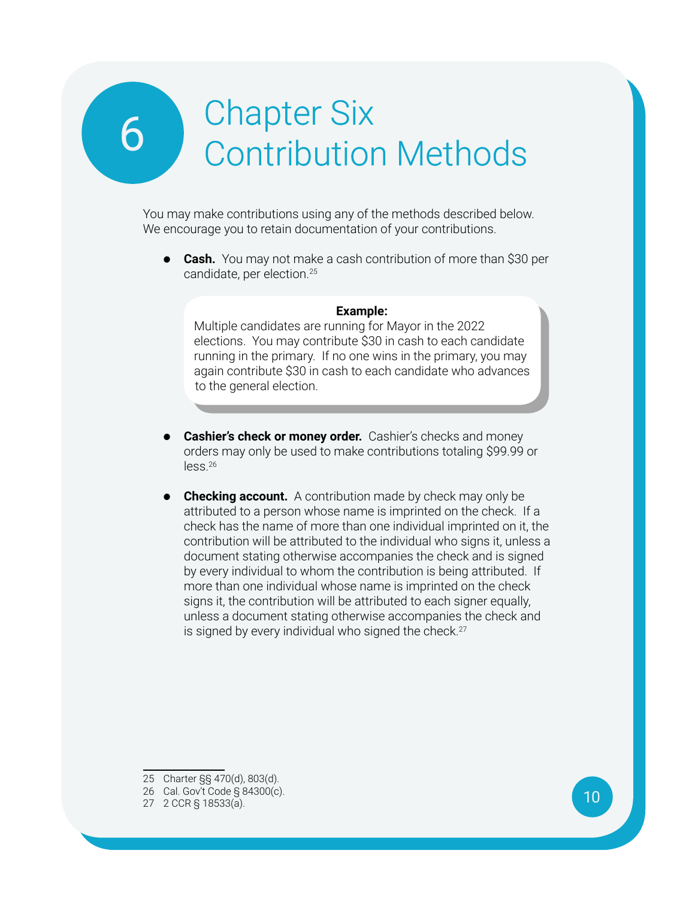# Chapter Six Contribution Methods

You may make contributions using any of the methods described below. We encourage you to retain documentation of your contributions.

- **Cash.** You may not make a cash contribution of more than $30 per candidate, per election.[25]

> **Example:**
> Multiple candidates are running for Mayor in the 2022 elections. You may contribute $30 in cash to each candidate running in the primary. If no one wins in the primary, you may again contribute $30 in cash to each candidate who advances to the general election.

- **Cashier's check or money order.** Cashier's checks and money orders may only be used to make contributions totaling $99.99 or less.[26]

- **Checking account.** A contribution made by check may only be attributed to a person whose name is imprinted on the check. If a check has the name of more than one individual imprinted on it, the contribution will be attributed to the individual who signs it, unless a document stating otherwise accompanies the check and is signed by every individual to whom the contribution is being attributed. If more than one individual whose name is imprinted on the check signs it, the contribution will be attributed to each signer equally, unless a document stating otherwise accompanies the check and is signed by every individual who signed the check.[27]

---

25 Charter §§ 470(d), 803(d).
26 Cal. Gov't Code § 84300(c).
27 2 CCR § 18533(a).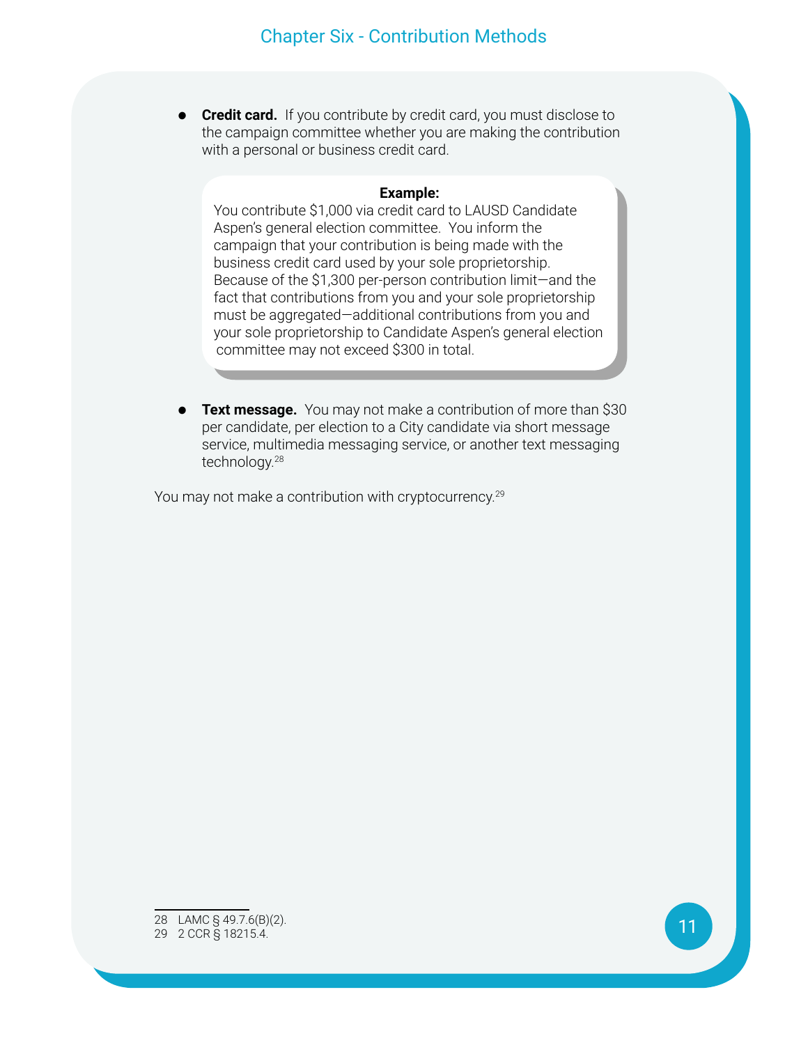- **Credit card.** If you contribute by credit card, you must disclose to the campaign committee whether you are making the contribution with a personal or business credit card.

> **Example:**
> You contribute $1,000 via credit card to LAUSD Candidate Aspen's general election committee. You inform the campaign that your contribution is being made with the business credit card used by your sole proprietorship. Because of the $1,300 per-person contribution limit—and the fact that contributions from you and your sole proprietorship must be aggregated—additional contributions from you and your sole proprietorship to Candidate Aspen's general election committee may not exceed $300 in total.

- **Text message.** You may not make a contribution of more than $30 per candidate, per election to a City candidate via short message service, multimedia messaging service, or another text messaging technology.[28]

You may not make a contribution with cryptocurrency.[29]

---

28 LAMC § 49.7.6(B)(2).
29 2 CCR § 18215.4.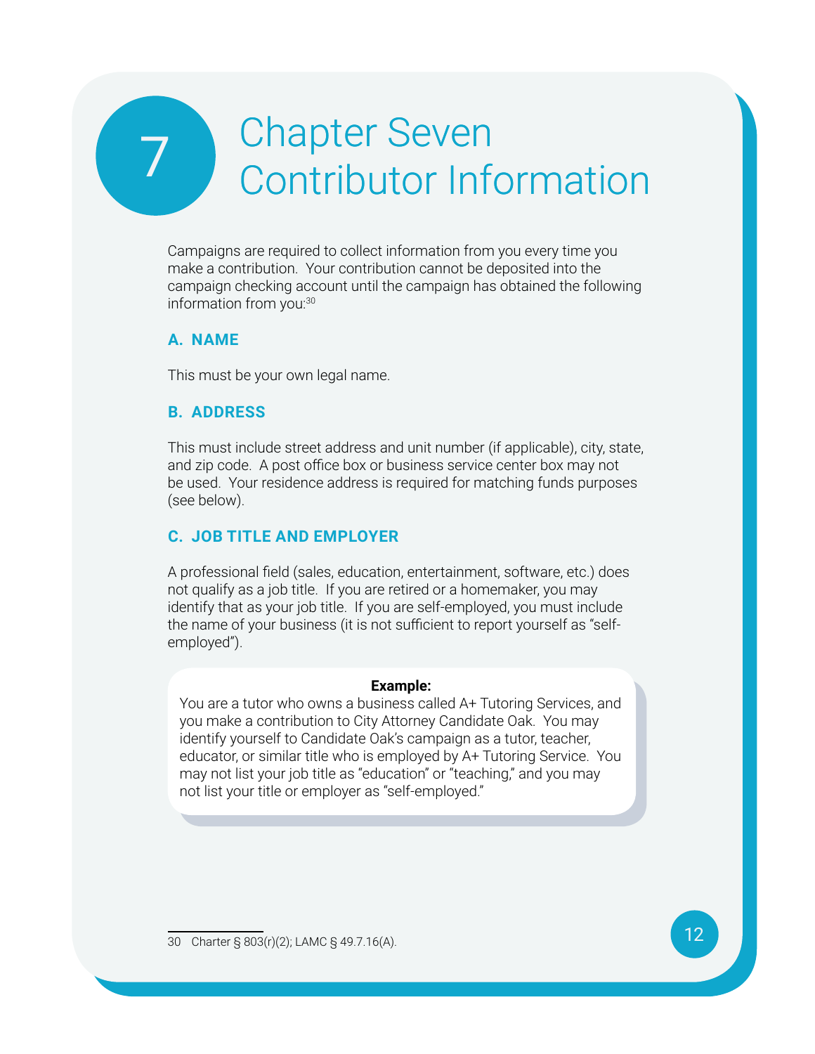# Chapter Seven Contributor Information

Campaigns are required to collect information from you every time you make a contribution. Your contribution cannot be deposited into the campaign checking account until the campaign has obtained the following information from you:[30]

## A. NAME

This must be your own legal name.

## B. ADDRESS

This must include street address and unit number (if applicable), city, state, and zip code. A post office box or business service center box may not be used. Your residence address is required for matching funds purposes (see below).

## C. JOB TITLE AND EMPLOYER

A professional field (sales, education, entertainment, software, etc.) does not qualify as a job title. If you are retired or a homemaker, you may identify that as your job title. If you are self-employed, you must include the name of your business (it is not sufficient to report yourself as "self-employed").

> **Example:**
> You are a tutor who owns a business called A+ Tutoring Services, and you make a contribution to City Attorney Candidate Oak. You may identify yourself to Candidate Oak's campaign as a tutor, teacher, educator, or similar title who is employed by A+ Tutoring Service. You may not list your job title as "education" or "teaching," and you may not list your title or employer as "self-employed."

---

30 Charter § 803(r)(2); LAMC § 49.7.16(A).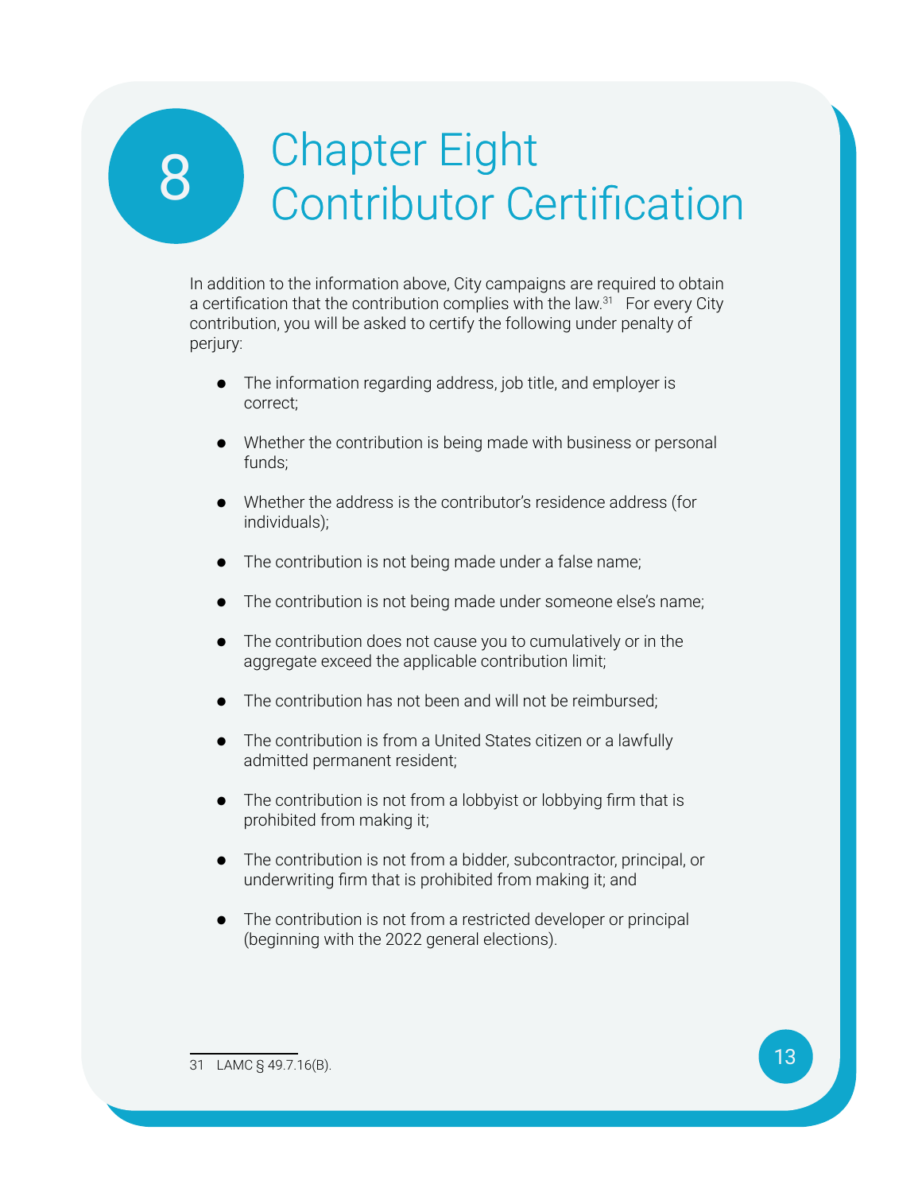# Chapter Eight Contributor Certification

In addition to the information above, City campaigns are required to obtain a certification that the contribution complies with the law.[31] For every City contribution, you will be asked to certify the following under penalty of perjury:

- The information regarding address, job title, and employer is correct;
- Whether the contribution is being made with business or personal funds;
- Whether the address is the contributor's residence address (for individuals);
- The contribution is not being made under a false name;
- The contribution is not being made under someone else's name;
- The contribution does not cause you to cumulatively or in the aggregate exceed the applicable contribution limit;
- The contribution has not been and will not be reimbursed;
- The contribution is from a United States citizen or a lawfully admitted permanent resident;
- The contribution is not from a lobbyist or lobbying firm that is prohibited from making it;
- The contribution is not from a bidder, subcontractor, principal, or underwriting firm that is prohibited from making it; and
- The contribution is not from a restricted developer or principal (beginning with the 2022 general elections).

31 LAMC § 49.7.16(B).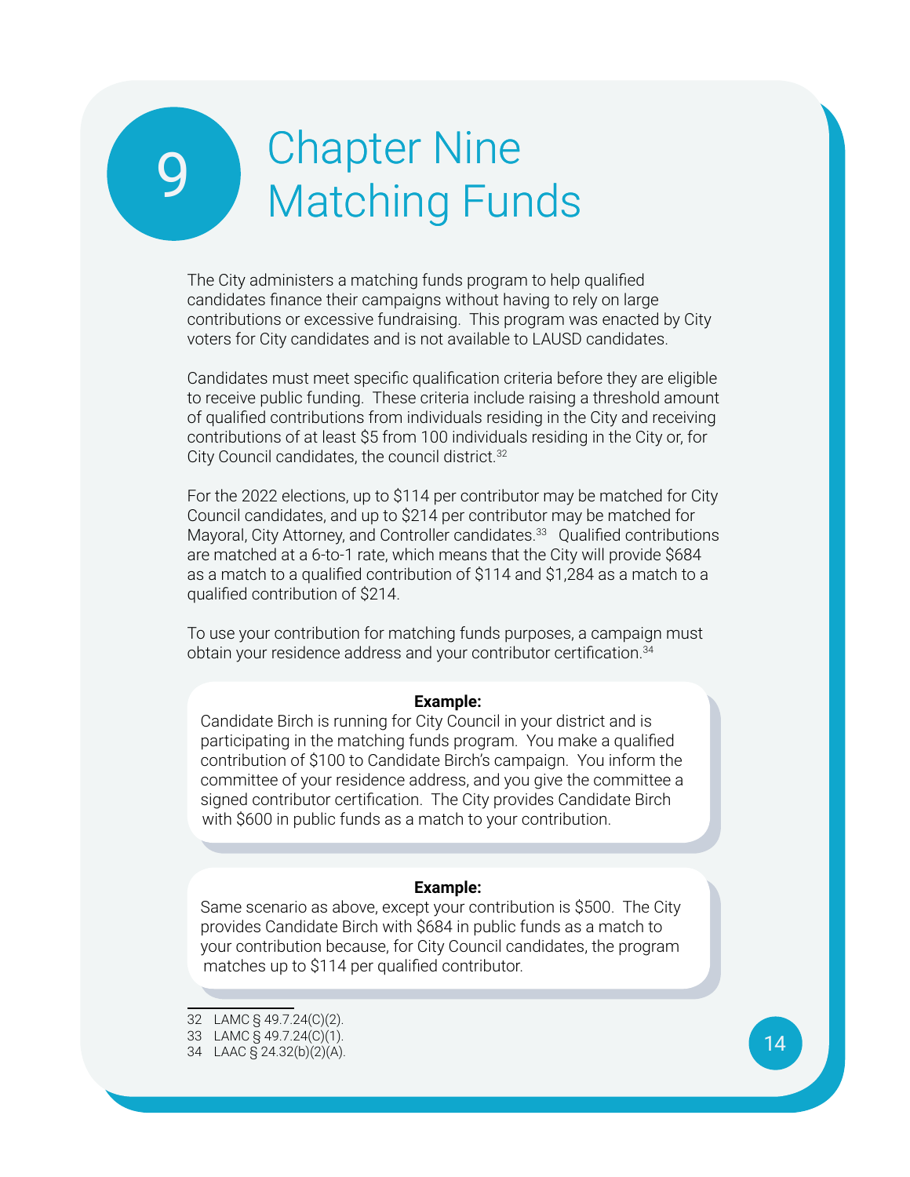# 9 Chapter Nine Matching Funds

The City administers a matching funds program to help qualified candidates finance their campaigns without having to rely on large contributions or excessive fundraising. This program was enacted by City voters for City candidates and is not available to LAUSD candidates.

Candidates must meet specific qualification criteria before they are eligible to receive public funding. These criteria include raising a threshold amount of qualified contributions from individuals residing in the City and receiving contributions of at least $5 from 100 individuals residing in the City or, for City Council candidates, the council district.[32]

For the 2022 elections, up to $114 per contributor may be matched for City Council candidates, and up to $214 per contributor may be matched for Mayoral, City Attorney, and Controller candidates.[33] Qualified contributions are matched at a 6-to-1 rate, which means that the City will provide $684 as a match to a qualified contribution of $114 and $1,284 as a match to a qualified contribution of $214.

To use your contribution for matching funds purposes, a campaign must obtain your residence address and your contributor certification.[34]

**Example:**
Candidate Birch is running for City Council in your district and is participating in the matching funds program. You make a qualified contribution of $100 to Candidate Birch's campaign. You inform the committee of your residence address, and you give the committee a signed contributor certification. The City provides Candidate Birch with $600 in public funds as a match to your contribution.

**Example:**
Same scenario as above, except your contribution is $500. The City provides Candidate Birch with $684 in public funds as a match to your contribution because, for City Council candidates, the program matches up to $114 per qualified contributor.

---

32 LAMC § 49.7.24(C)(2).
33 LAMC § 49.7.24(C)(1).
34 LAAC § 24.32(b)(2)(A).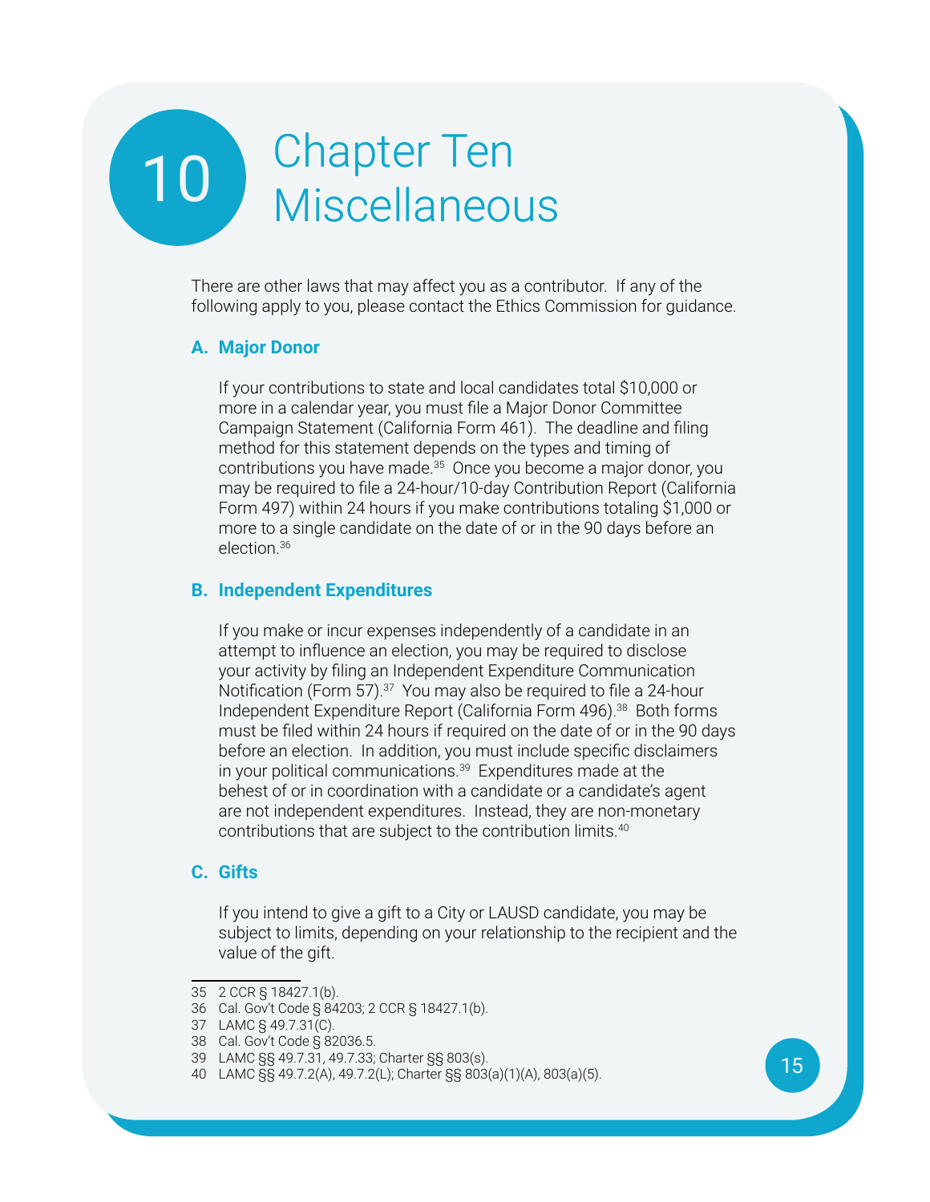# 10 Chapter Ten Miscellaneous

There are other laws that may affect you as a contributor. If any of the following apply to you, please contact the Ethics Commission for guidance.

## A. Major Donor

If your contributions to state and local candidates total $10,000 or more in a calendar year, you must file a Major Donor Committee Campaign Statement (California Form 461). The deadline and filing method for this statement depends on the types and timing of contributions you have made.[35] Once you become a major donor, you may be required to file a 24-hour/10-day Contribution Report (California Form 497) within 24 hours if you make contributions totaling $1,000 or more to a single candidate on the date of or in the 90 days before an election.[36]

## B. Independent Expenditures

If you make or incur expenses independently of a candidate in an attempt to influence an election, you may be required to disclose your activity by filing an Independent Expenditure Communication Notification (Form 57).[37] You may also be required to file a 24-hour Independent Expenditure Report (California Form 496).[38] Both forms must be filed within 24 hours if required on the date of or in the 90 days before an election. In addition, you must include specific disclaimers in your political communications.[39] Expenditures made at the behest of or in coordination with a candidate or a candidate's agent are not independent expenditures. Instead, they are non-monetary contributions that are subject to the contribution limits.[40]

## C. Gifts

If you intend to give a gift to a City or LAUSD candidate, you may be subject to limits, depending on your relationship to the recipient and the value of the gift.

---

35 2 CCR § 18427.1(b).
36 Cal. Gov't Code § 84203; 2 CCR § 18427.1(b).
37 LAMC § 49.7.31(C).
38 Cal. Gov't Code § 82036.5.
39 LAMC §§ 49.7.31, 49.7.33; Charter §§ 803(s).
40 LAMC §§ 49.7.2(A), 49.7.2(L); Charter §§ 803(a)(1)(A), 803(a)(5).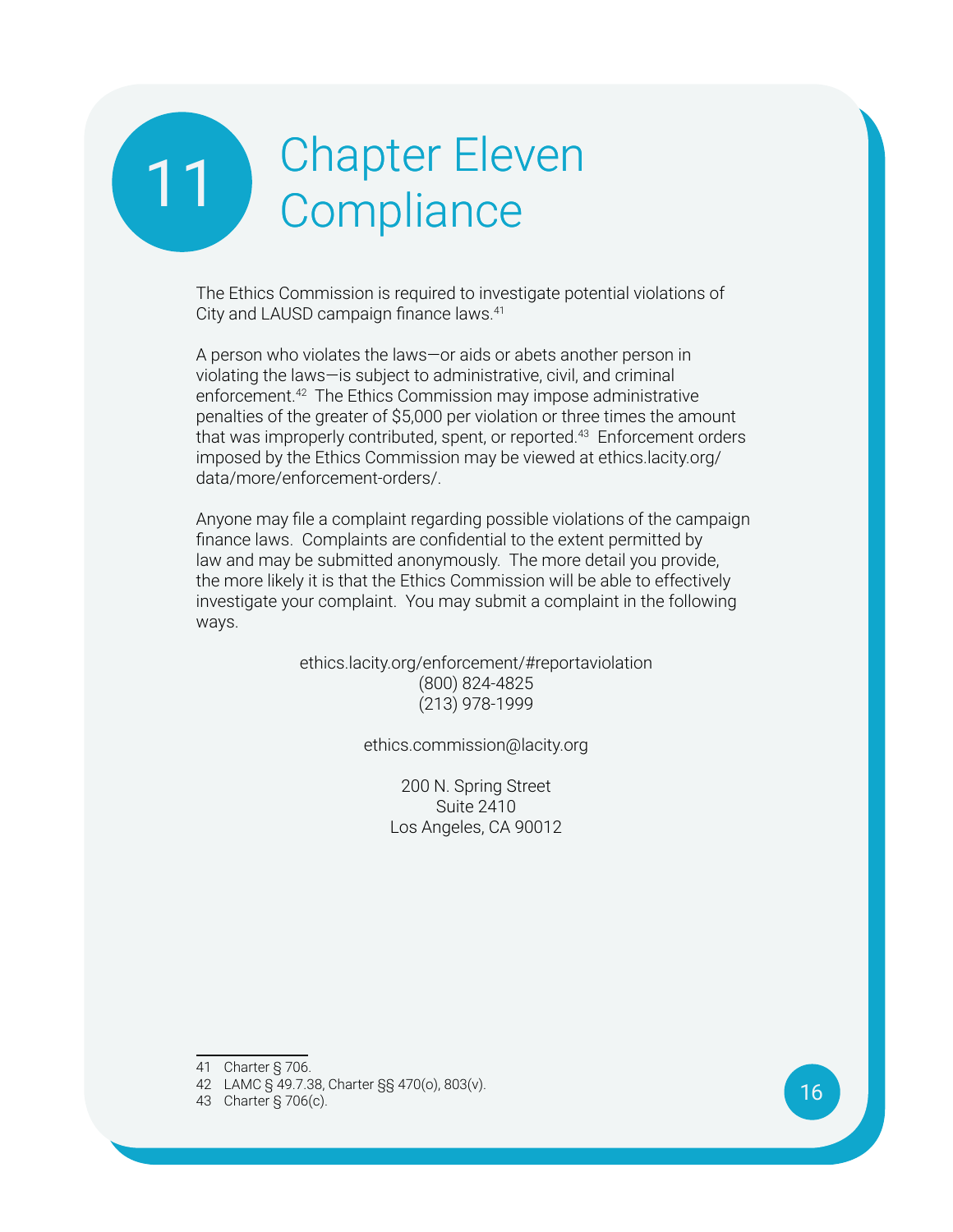# 11 Chapter Eleven Compliance

The Ethics Commission is required to investigate potential violations of City and LAUSD campaign finance laws.[41]

A person who violates the laws—or aids or abets another person in violating the laws—is subject to administrative, civil, and criminal enforcement.[42] The Ethics Commission may impose administrative penalties of the greater of $5,000 per violation or three times the amount that was improperly contributed, spent, or reported.[43] Enforcement orders imposed by the Ethics Commission may be viewed at ethics.lacity.org/data/more/enforcement-orders/.

Anyone may file a complaint regarding possible violations of the campaign finance laws. Complaints are confidential to the extent permitted by law and may be submitted anonymously. The more detail you provide, the more likely it is that the Ethics Commission will be able to effectively investigate your complaint. You may submit a complaint in the following ways.

ethics.lacity.org/enforcement/#reportaviolation
(800) 824-4825
(213) 978-1999

ethics.commission@lacity.org

200 N. Spring Street
Suite 2410
Los Angeles, CA 90012

---

41 Charter § 706.
42 LAMC § 49.7.38, Charter §§ 470(o), 803(v).
43 Charter § 706(c).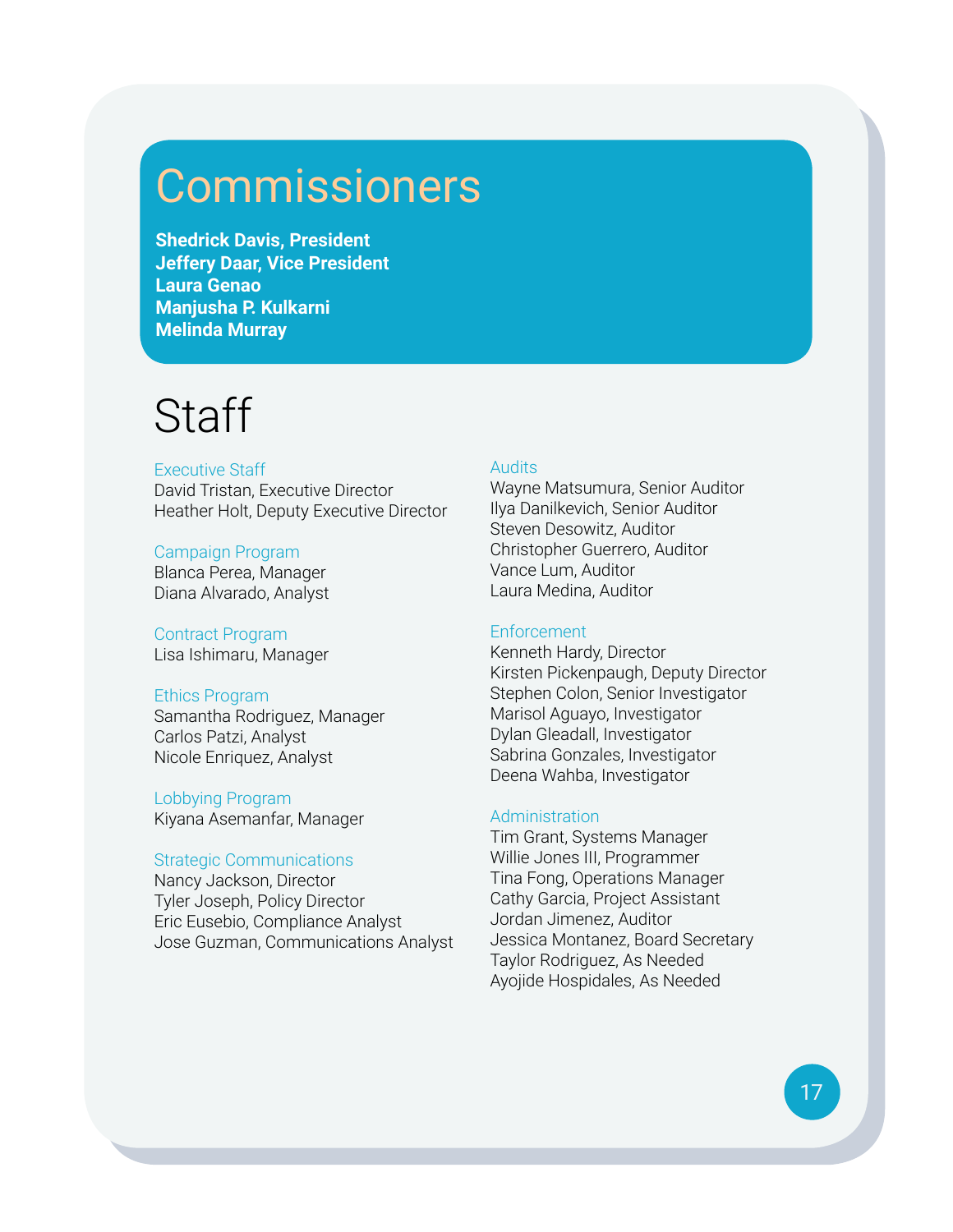# Commissioners

**Shedrick Davis, President**
**Jeffery Daar, Vice President**
**Laura Genao**
**Manjusha P. Kulkarni**
**Melinda Murray**

# Staff

### Executive Staff

David Tristan, Executive Director
Heather Holt, Deputy Executive Director

### Campaign Program

Blanca Perea, Manager
Diana Alvarado, Analyst

### Contract Program

Lisa Ishimaru, Manager

### Ethics Program

Samantha Rodriguez, Manager
Carlos Patzi, Analyst
Nicole Enriquez, Analyst

### Lobbying Program

Kiyana Asemanfar, Manager

### Strategic Communications

Nancy Jackson, Director
Tyler Joseph, Policy Director
Eric Eusebio, Compliance Analyst
Jose Guzman, Communications Analyst

### Audits

Wayne Matsumura, Senior Auditor
Ilya Danilkevich, Senior Auditor
Steven Desowitz, Auditor
Christopher Guerrero, Auditor
Vance Lum, Auditor
Laura Medina, Auditor

### Enforcement

Kenneth Hardy, Director
Kirsten Pickenpaugh, Deputy Director
Stephen Colon, Senior Investigator
Marisol Aguayo, Investigator
Dylan Gleadall, Investigator
Sabrina Gonzales, Investigator
Deena Wahba, Investigator

### Administration

Tim Grant, Systems Manager
Willie Jones III, Programmer
Tina Fong, Operations Manager
Cathy Garcia, Project Assistant
Jordan Jimenez, Auditor
Jessica Montanez, Board Secretary
Taylor Rodriguez, As Needed
Ayojide Hospidales, As Needed